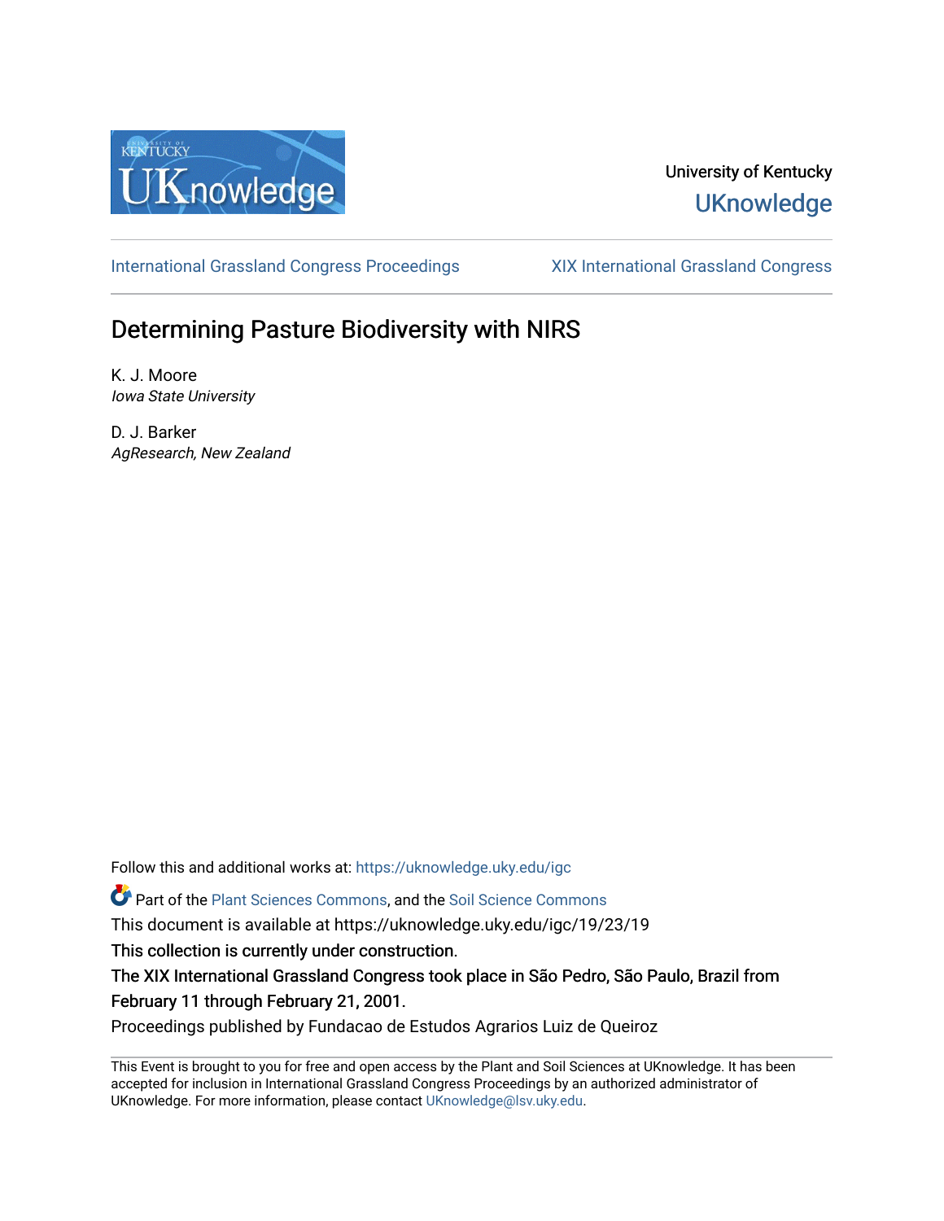University of Kentucky
UKnowledge

International Grassland Congress Proceedings | XIX International Grassland Congress

# Determining Pasture Biodiversity with NIRS

K. J. Moore
*Iowa State University*

D. J. Barker
*AgResearch, New Zealand*

Follow this and additional works at: https://uknowledge.uky.edu/igc

Part of the Plant Sciences Commons, and the Soil Science Commons

This document is available at https://uknowledge.uky.edu/igc/19/23/19

This collection is currently under construction.

The XIX International Grassland Congress took place in São Pedro, São Paulo, Brazil from February 11 through February 21, 2001.

Proceedings published by Fundacao de Estudos Agrarios Luiz de Queiroz

This Event is brought to you for free and open access by the Plant and Soil Sciences at UKnowledge. It has been accepted for inclusion in International Grassland Congress Proceedings by an authorized administrator of UKnowledge. For more information, please contact UKnowledge@lsv.uky.edu.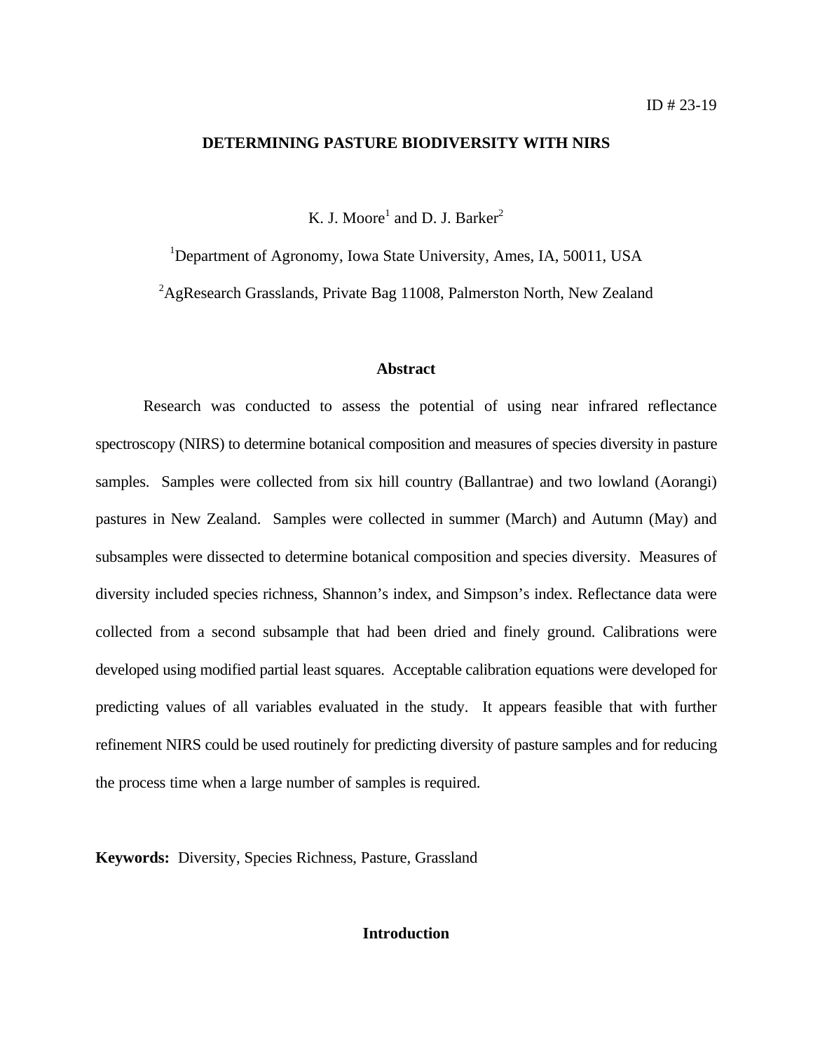ID # 23-19

# DETERMINING PASTURE BIODIVERSITY WITH NIRS

K. J. Moore[1] and D. J. Barker[2]

[1]Department of Agronomy, Iowa State University, Ames, IA, 50011, USA

[2]AgResearch Grasslands, Private Bag 11008, Palmerston North, New Zealand

## Abstract

Research was conducted to assess the potential of using near infrared reflectance spectroscopy (NIRS) to determine botanical composition and measures of species diversity in pasture samples. Samples were collected from six hill country (Ballantrae) and two lowland (Aorangi) pastures in New Zealand. Samples were collected in summer (March) and Autumn (May) and subsamples were dissected to determine botanical composition and species diversity. Measures of diversity included species richness, Shannon's index, and Simpson's index. Reflectance data were collected from a second subsample that had been dried and finely ground. Calibrations were developed using modified partial least squares. Acceptable calibration equations were developed for predicting values of all variables evaluated in the study. It appears feasible that with further refinement NIRS could be used routinely for predicting diversity of pasture samples and for reducing the process time when a large number of samples is required.

**Keywords:** Diversity, Species Richness, Pasture, Grassland

## Introduction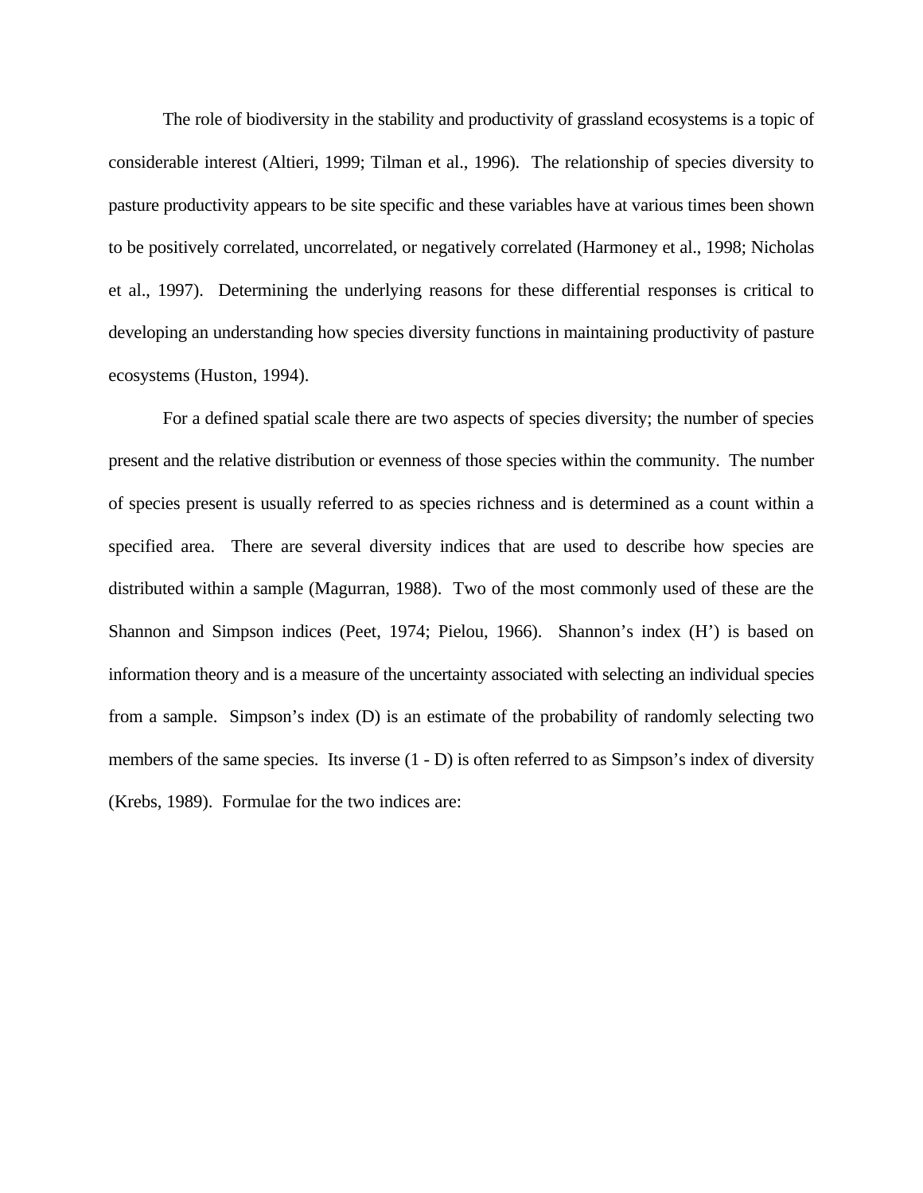The role of biodiversity in the stability and productivity of grassland ecosystems is a topic of considerable interest (Altieri, 1999; Tilman et al., 1996). The relationship of species diversity to pasture productivity appears to be site specific and these variables have at various times been shown to be positively correlated, uncorrelated, or negatively correlated (Harmoney et al., 1998; Nicholas et al., 1997). Determining the underlying reasons for these differential responses is critical to developing an understanding how species diversity functions in maintaining productivity of pasture ecosystems (Huston, 1994).

For a defined spatial scale there are two aspects of species diversity; the number of species present and the relative distribution or evenness of those species within the community. The number of species present is usually referred to as species richness and is determined as a count within a specified area. There are several diversity indices that are used to describe how species are distributed within a sample (Magurran, 1988). Two of the most commonly used of these are the Shannon and Simpson indices (Peet, 1974; Pielou, 1966). Shannon's index (H') is based on information theory and is a measure of the uncertainty associated with selecting an individual species from a sample. Simpson's index (D) is an estimate of the probability of randomly selecting two members of the same species. Its inverse (1 - D) is often referred to as Simpson's index of diversity (Krebs, 1989). Formulae for the two indices are: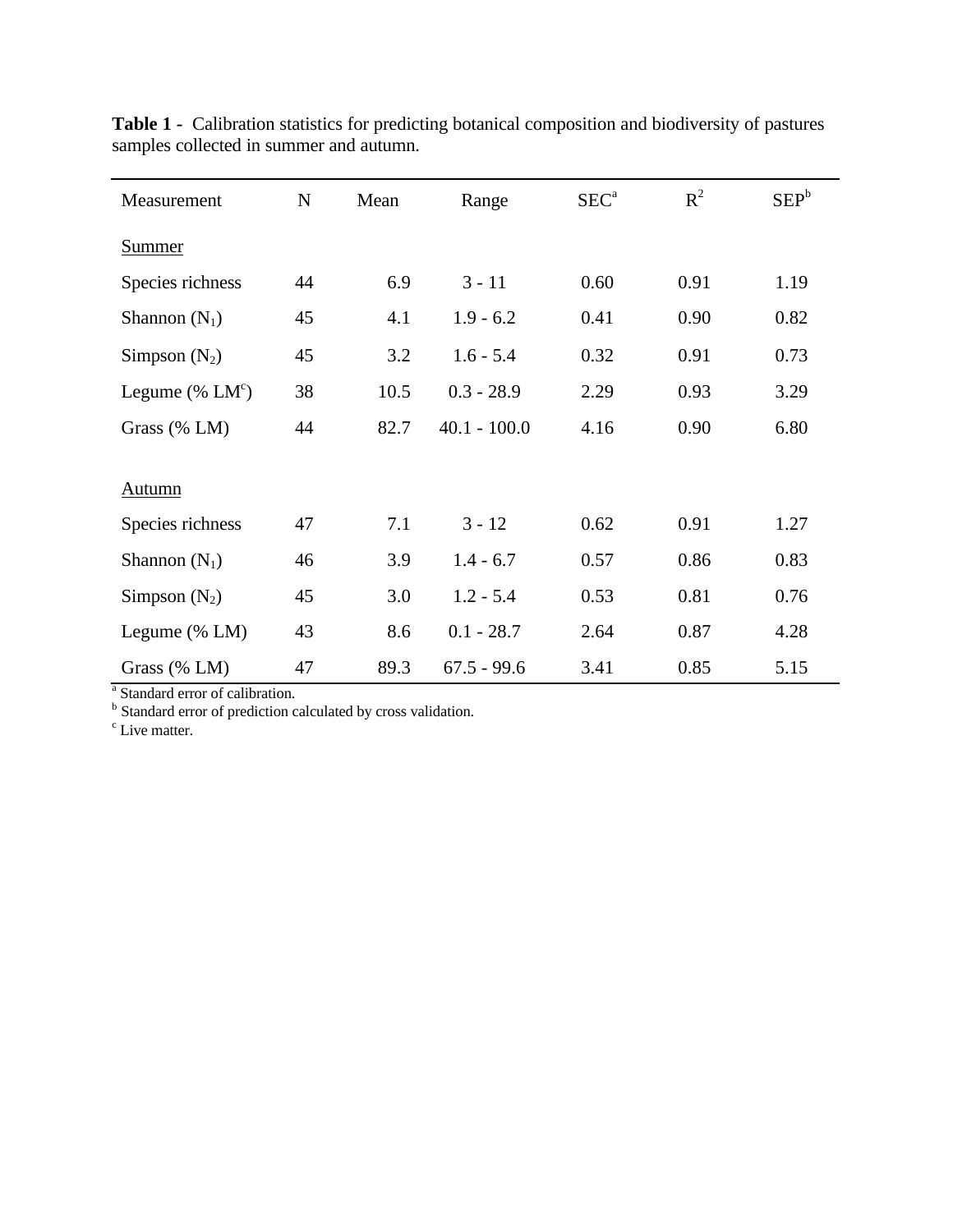**Table 1 -** Calibration statistics for predicting botanical composition and biodiversity of pastures samples collected in summer and autumn.

| Measurement | N | Mean | Range | SEC[a] | $R^2$ | SEP[b] |
|---|---|---|---|---|---|---|
| Summer | | | | | | |
| Species richness | 44 | 6.9 | 3 - 11 | 0.60 | 0.91 | 1.19 |
| Shannon ($N_1$) | 45 | 4.1 | 1.9 - 6.2 | 0.41 | 0.90 | 0.82 |
| Simpson ($N_2$) | 45 | 3.2 | 1.6 - 5.4 | 0.32 | 0.91 | 0.73 |
| Legume (% LM[c]) | 38 | 10.5 | 0.3 - 28.9 | 2.29 | 0.93 | 3.29 |
| Grass (% LM) | 44 | 82.7 | 40.1 - 100.0 | 4.16 | 0.90 | 6.80 |
| Autumn | | | | | | |
| Species richness | 47 | 7.1 | 3 - 12 | 0.62 | 0.91 | 1.27 |
| Shannon ($N_1$) | 46 | 3.9 | 1.4 - 6.7 | 0.57 | 0.86 | 0.83 |
| Simpson ($N_2$) | 45 | 3.0 | 1.2 - 5.4 | 0.53 | 0.81 | 0.76 |
| Legume (% LM) | 43 | 8.6 | 0.1 - 28.7 | 2.64 | 0.87 | 4.28 |
| Grass (% LM) | 47 | 89.3 | 67.5 - 99.6 | 3.41 | 0.85 | 5.15 |

[a] Standard error of calibration.
[b] Standard error of prediction calculated by cross validation.
[c] Live matter.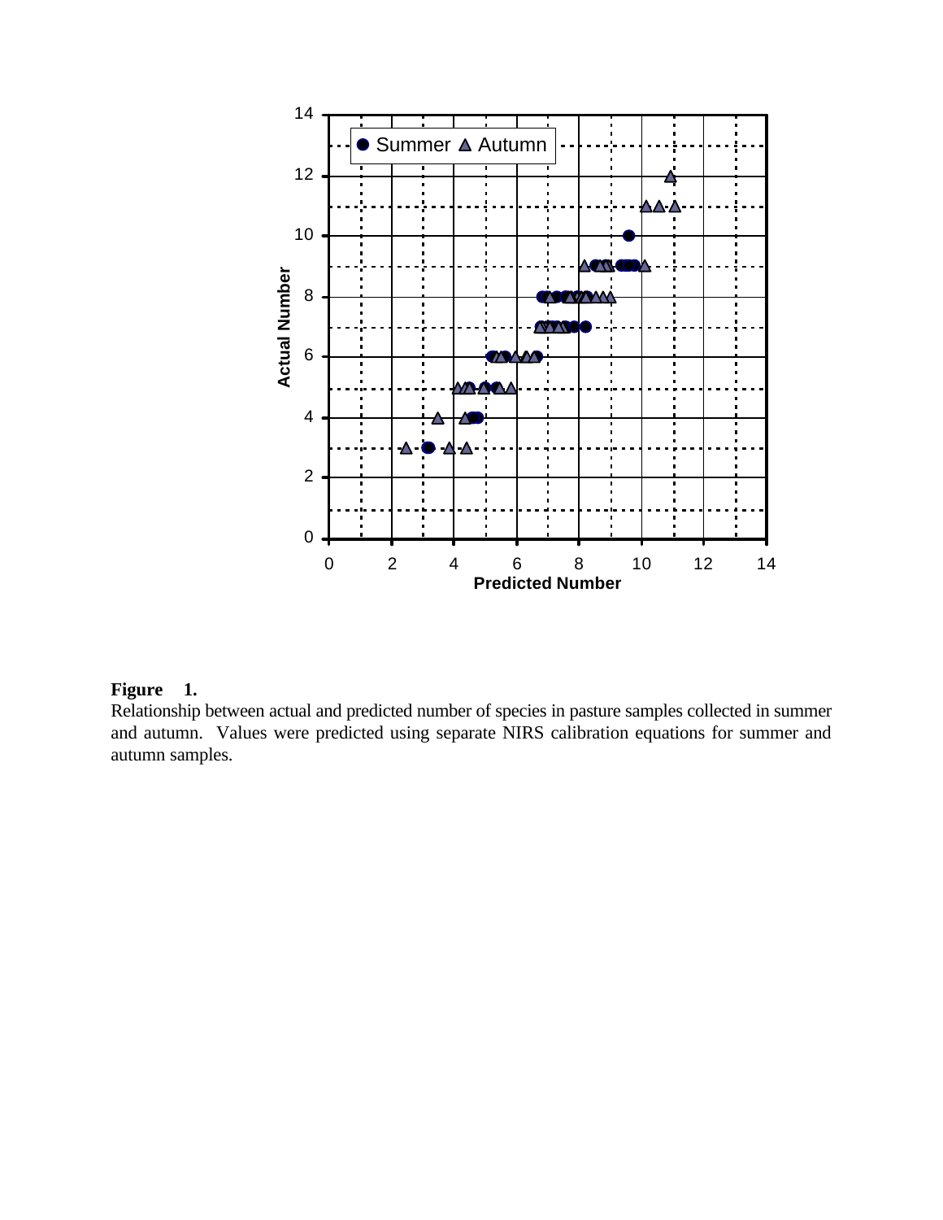14

12

10

8

6

4

2

0

Actual Number

0 2 4 6 8 10 12 14

Predicted Number

Summer Autumn

**Figure 1.**
Relationship between actual and predicted number of species in pasture samples collected in summer and autumn. Values were predicted using separate NIRS calibration equations for summer and autumn samples.